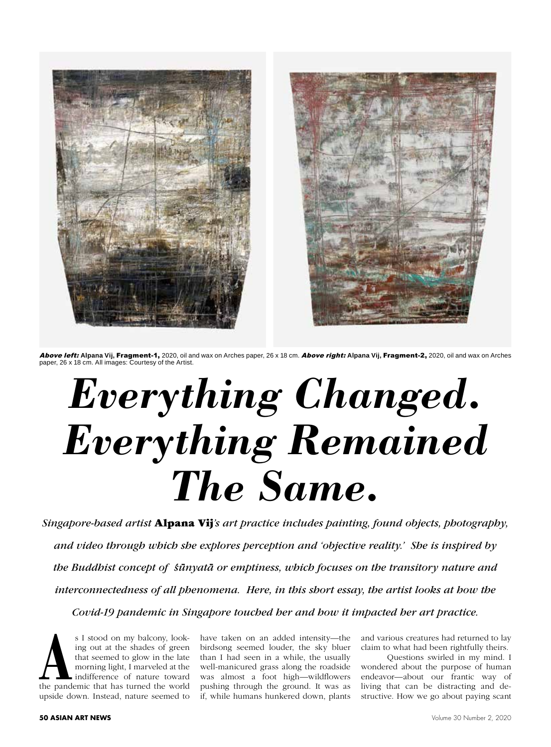***Above left:*** Alpana Vij, **Fragment-1,** 2020, oil and wax on Arches paper, 26 x 18 cm. ***Above right:*** Alpana Vij, **Fragment-2,** 2020, oil and wax on Arches paper, 26 x 18 cm. All images: Courtesy of the Artist.

# *Everything Changed. Everything Remained The Same.*

*Singapore-based artist* ***Alpana Vij****'s art practice includes painting, found objects, photography, and video through which she explores perception and 'objective reality.' She is inspired by the Buddhist concept of śūnyatā or emptiness, which focuses on the transitory nature and interconnectedness of all phenomena. Here, in this short essay, the artist looks at how the Covid-19 pandemic in Singapore touched her and how it impacted her art practice.*

As I stood on my balcony, looking out at the shades of green that seemed to glow in the late morning light, I marveled at the indifference of nature toward the pandemic that has turned the world upside down. Instead, nature seemed to have taken on an added intensity—the birdsong seemed louder, the sky bluer than I had seen in a while, the usually well-manicured grass along the roadside was almost a foot high—wildflowers pushing through the ground. It was as if, while humans hunkered down, plants and various creatures had returned to lay claim to what had been rightfully theirs.

Questions swirled in my mind. I wondered about the purpose of human endeavor—about our frantic way of living that can be distracting and destructive. How we go about paying scant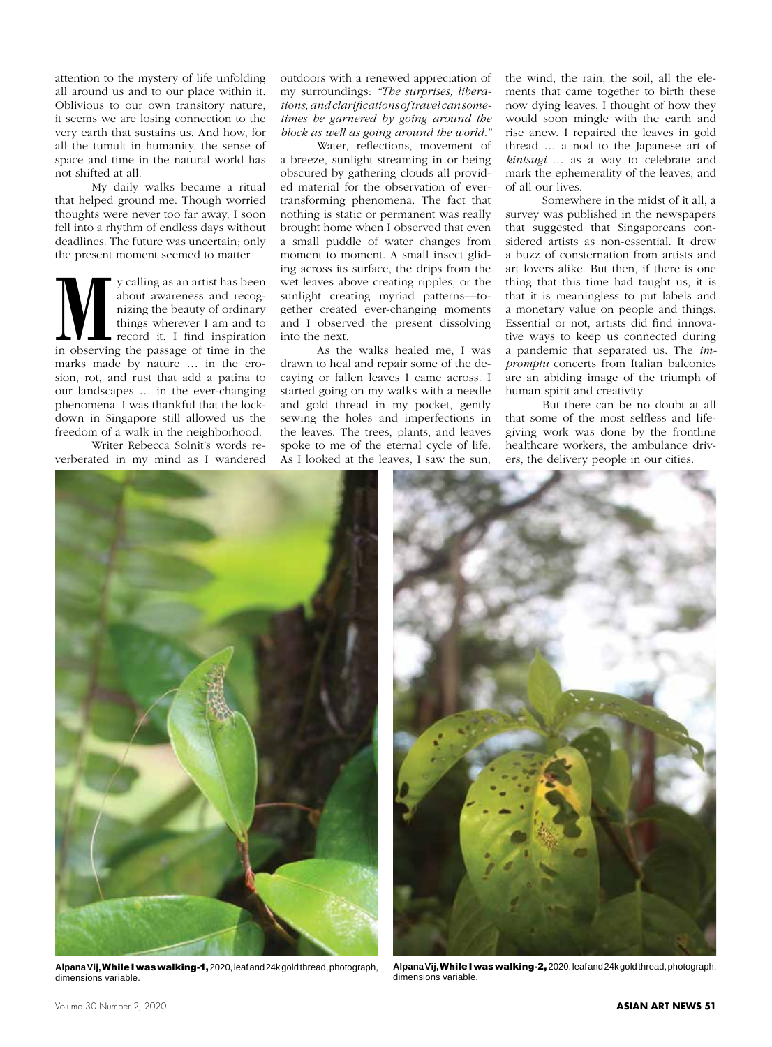attention to the mystery of life unfolding all around us and to our place within it. Oblivious to our own transitory nature, it seems we are losing connection to the very earth that sustains us. And how, for all the tumult in humanity, the sense of space and time in the natural world has not shifted at all.

My daily walks became a ritual that helped ground me. Though worried thoughts were never too far away, I soon fell into a rhythm of endless days without deadlines. The future was uncertain; only the present moment seemed to matter.

My calling as an artist has been about awareness and recognizing the beauty of ordinary things wherever I am and to record it. I find inspiration in observing the passage of time in the marks made by nature … in the erosion, rot, and rust that add a patina to our landscapes … in the ever-changing phenomena. I was thankful that the lockdown in Singapore still allowed us the freedom of a walk in the neighborhood.

Writer Rebecca Solnit's words reverberated in my mind as I wandered outdoors with a renewed appreciation of my surroundings: *"The surprises, liberations, and clarifications of travel can sometimes be garnered by going around the block as well as going around the world."*

Water, reflections, movement of a breeze, sunlight streaming in or being obscured by gathering clouds all provided material for the observation of ever-transforming phenomena. The fact that nothing is static or permanent was really brought home when I observed that even a small puddle of water changes from moment to moment. A small insect gliding across its surface, the drips from the wet leaves above creating ripples, or the sunlight creating myriad patterns—together created ever-changing moments and I observed the present dissolving into the next.

As the walks healed me, I was drawn to heal and repair some of the decaying or fallen leaves I came across. I started going on my walks with a needle and gold thread in my pocket, gently sewing the holes and imperfections in the leaves. The trees, plants, and leaves spoke to me of the eternal cycle of life. As I looked at the leaves, I saw the sun, the wind, the rain, the soil, all the elements that came together to birth these now dying leaves. I thought of how they would soon mingle with the earth and rise anew. I repaired the leaves in gold thread … a nod to the Japanese art of *kintsugi* … as a way to celebrate and mark the ephemerality of the leaves, and of all our lives.

Somewhere in the midst of it all, a survey was published in the newspapers that suggested that Singaporeans considered artists as non-essential. It drew a buzz of consternation from artists and art lovers alike. But then, if there is one thing that this time had taught us, it is that it is meaningless to put labels and a monetary value on people and things. Essential or not, artists did find innovative ways to keep us connected during a pandemic that separated us. The *impromptu* concerts from Italian balconies are an abiding image of the triumph of human spirit and creativity.

But there can be no doubt at all that some of the most selfless and life-giving work was done by the frontline healthcare workers, the ambulance drivers, the delivery people in our cities.

Alpana Vij, **While I was walking-1,** 2020, leaf and 24k gold thread, photograph, dimensions variable.

Alpana Vij, **While I was walking-2,** 2020, leaf and 24k gold thread, photograph, dimensions variable.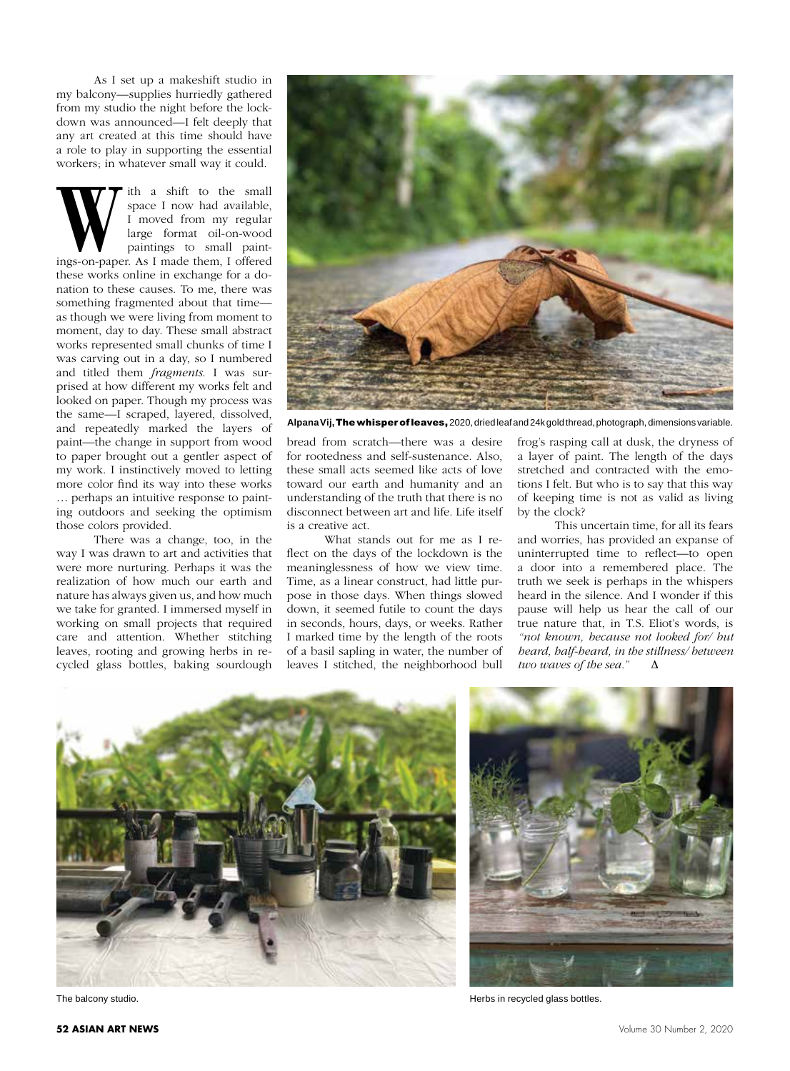As I set up a makeshift studio in my balcony—supplies hurriedly gathered from my studio the night before the lockdown was announced—I felt deeply that any art created at this time should have a role to play in supporting the essential workers; in whatever small way it could.

With a shift to the small space I now had available, I moved from my regular large format oil-on-wood paintings to small paintings-on-paper. As I made them, I offered these works online in exchange for a donation to these causes. To me, there was something fragmented about that time—as though we were living from moment to moment, day to day. These small abstract works represented small chunks of time I was carving out in a day, so I numbered and titled them *fragments*. I was surprised at how different my works felt and looked on paper. Though my process was the same—I scraped, layered, dissolved, and repeatedly marked the layers of paint—the change in support from wood to paper brought out a gentler aspect of my work. I instinctively moved to letting more color find its way into these works … perhaps an intuitive response to painting outdoors and seeking the optimism those colors provided.

There was a change, too, in the way I was drawn to art and activities that were more nurturing. Perhaps it was the realization of how much our earth and nature has always given us, and how much we take for granted. I immersed myself in working on small projects that required care and attention. Whether stitching leaves, rooting and growing herbs in recycled glass bottles, baking sourdough bread from scratch—there was a desire for rootedness and self-sustenance. Also, these small acts seemed like acts of love toward our earth and humanity and an understanding of the truth that there is no disconnect between art and life. Life itself is a creative act.

What stands out for me as I reflect on the days of the lockdown is the meaninglessness of how we view time. Time, as a linear construct, had little purpose in those days. When things slowed down, it seemed futile to count the days in seconds, hours, days, or weeks. Rather I marked time by the length of the roots of a basil sapling in water, the number of leaves I stitched, the neighborhood bull frog's rasping call at dusk, the dryness of a layer of paint. The length of the days stretched and contracted with the emotions I felt. But who is to say that this way of keeping time is not as valid as living by the clock?

This uncertain time, for all its fears and worries, has provided an expanse of uninterrupted time to reflect—to open a door into a remembered place. The truth we seek is perhaps in the whispers heard in the silence. And I wonder if this pause will help us hear the call of our true nature that, in T.S. Eliot's words, is *"not known, because not looked for/ but heard, half-heard, in the stillness/ between two waves of the sea."* ∆

**Alpana Vij, The whisper of leaves,** 2020, dried leaf and 24k gold thread, photograph, dimensions variable.

The balcony studio.

Herbs in recycled glass bottles.